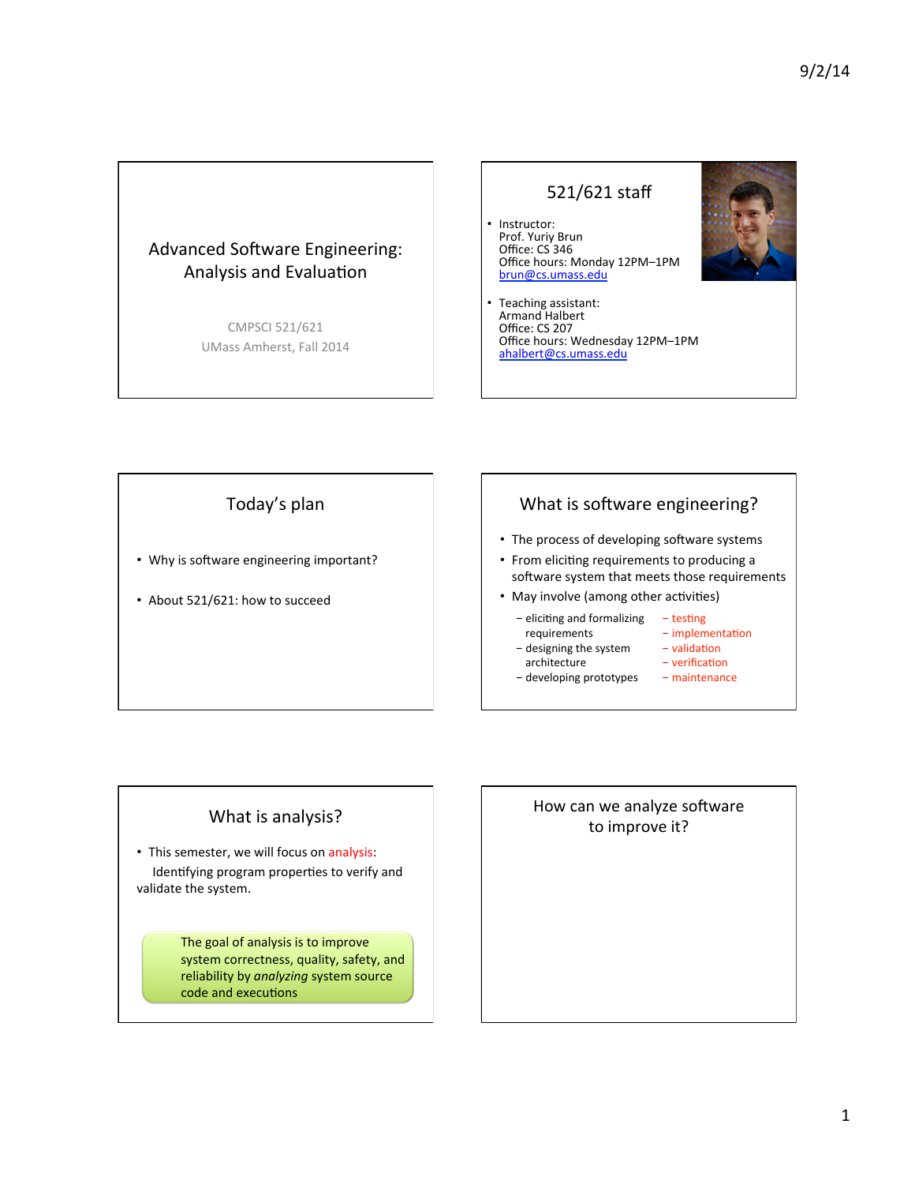## Advanced Software Engineering: Analysis and Evaluation

CMPSCI 521/621

UMass Amherst, Fall 2014

## 521/621 staff

- Instructor:
  Prof. Yuriy Brun
  Office: CS 346
  Office hours: Monday 12PM–1PM
  brun@cs.umass.edu
- Teaching assistant:
  Armand Halbert
  Office: CS 207
  Office hours: Wednesday 12PM–1PM
  ahalbert@cs.umass.edu

## Today's plan

- Why is software engineering important?
- About 521/621: how to succeed

## What is software engineering?

- The process of developing software systems
- From eliciting requirements to producing a software system that meets those requirements
- May involve (among other activities)
  - eliciting and formalizing requirements
  - designing the system architecture
  - developing prototypes
  - testing
  - implementation
  - validation
  - verification
  - maintenance

## What is analysis?

- This semester, we will focus on analysis:
  Identifying program properties to verify and validate the system.

The goal of analysis is to improve system correctness, quality, safety, and reliability by *analyzing* system source code and executions

## How can we analyze software to improve it?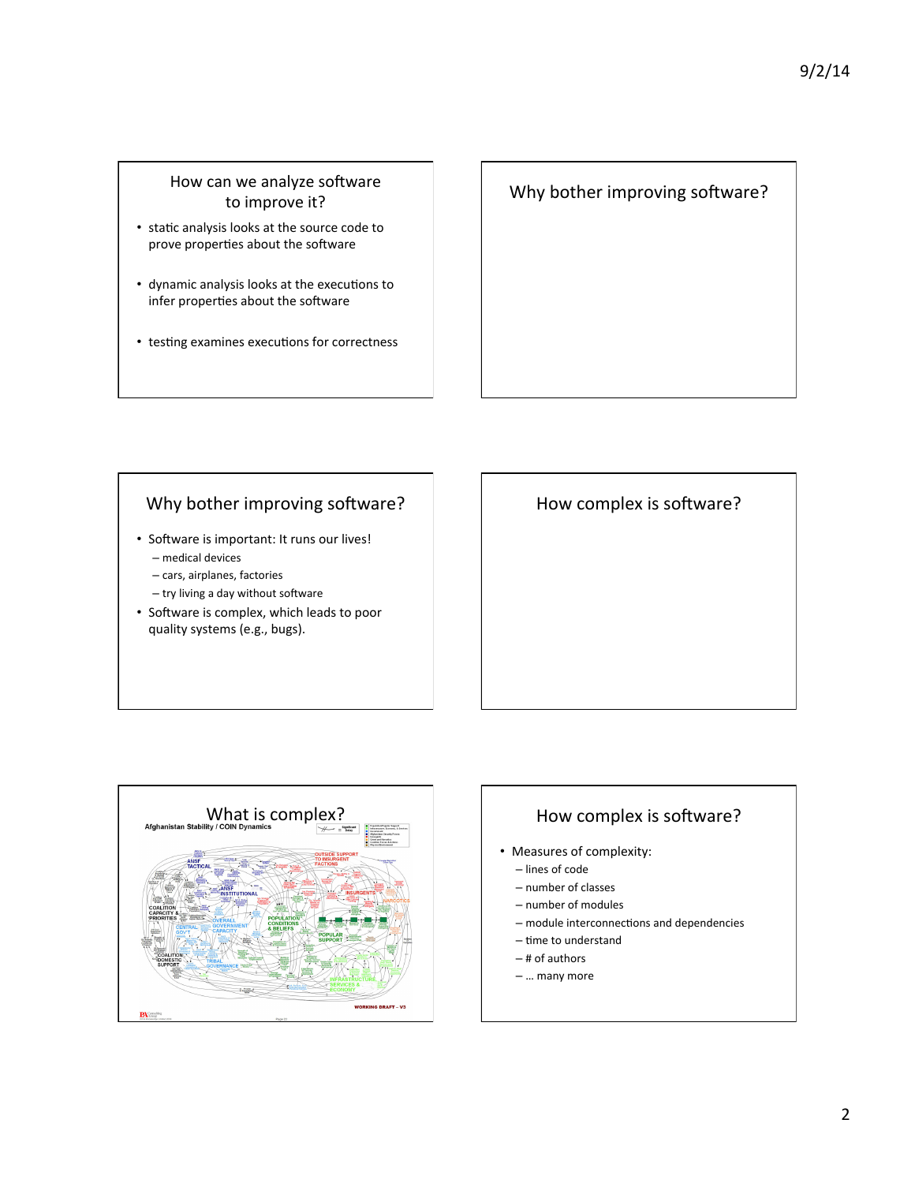## How can we analyze software to improve it?

- static analysis looks at the source code to prove properties about the software
- dynamic analysis looks at the executions to infer properties about the software
- testing examines executions for correctness

## Why bother improving software?

## Why bother improving software?

- Software is important: It runs our lives!
  - medical devices
  - cars, airplanes, factories
  - try living a day without software
- Software is complex, which leads to poor quality systems (e.g., bugs).

## How complex is software?

## What is complex?

Afghanistan Stability / COIN Dynamics

## How complex is software?

- Measures of complexity:
  - lines of code
  - number of classes
  - number of modules
  - module interconnections and dependencies
  - time to understand
  - # of authors
  - … many more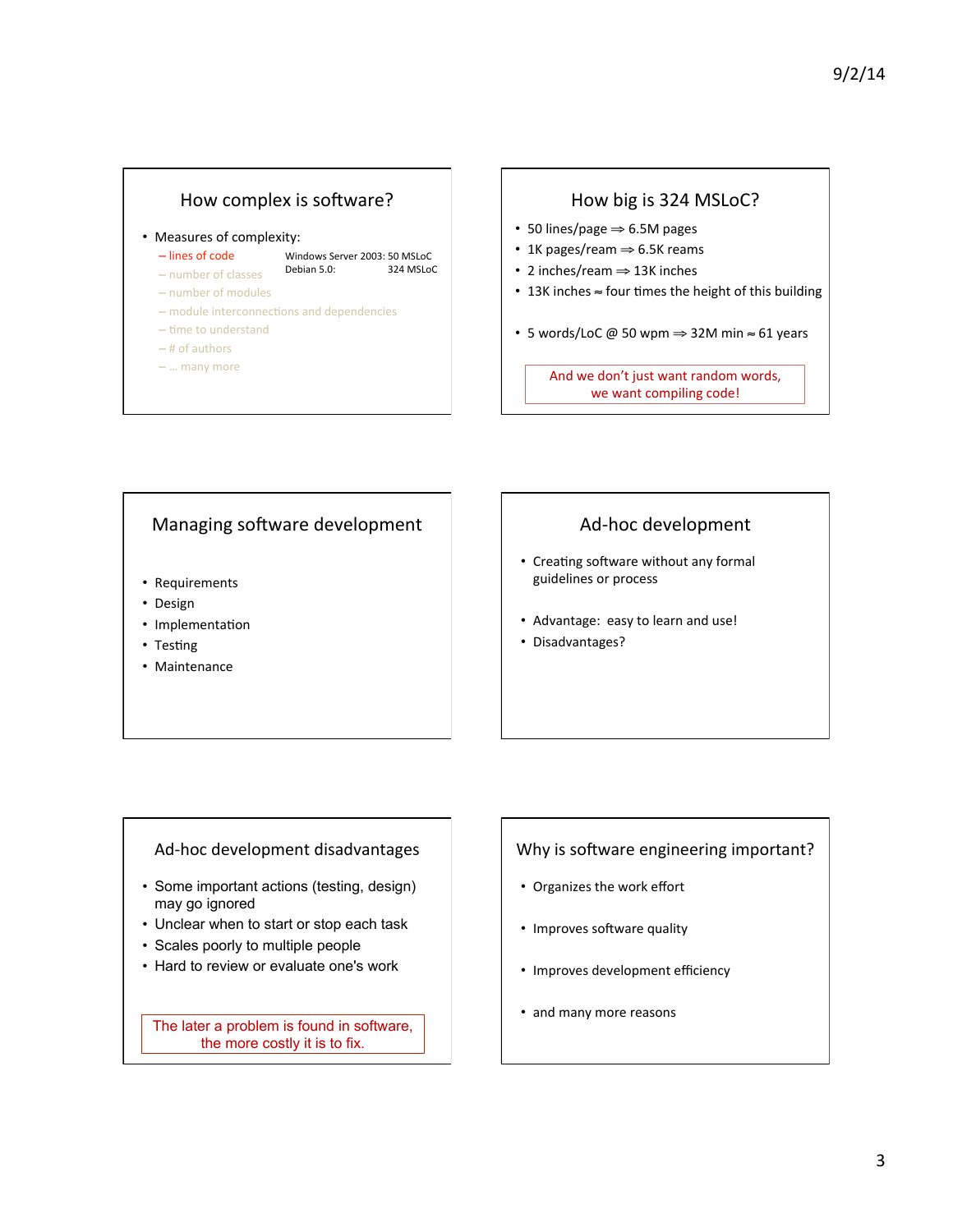## How complex is software?

- Measures of complexity:
  - lines of code
  - number of classes
  - number of modules
  - module interconnections and dependencies
  - time to understand
  - # of authors
  - … many more

Windows Server 2003: 50 MSLoC
Debian 5.0: 324 MSLoC

## How big is 324 MSLoC?

- 50 lines/page ⇒ 6.5M pages
- 1K pages/ream ⇒ 6.5K reams
- 2 inches/ream ⇒ 13K inches
- 13K inches ≈ four times the height of this building
- 5 words/LoC @ 50 wpm ⇒ 32M min ≈ 61 years

And we don't just want random words, we want compiling code!

## Managing software development

- Requirements
- Design
- Implementation
- Testing
- Maintenance

## Ad-hoc development

- Creating software without any formal guidelines or process
- Advantage: easy to learn and use!
- Disadvantages?

## Ad-hoc development disadvantages

- Some important actions (testing, design) may go ignored
- Unclear when to start or stop each task
- Scales poorly to multiple people
- Hard to review or evaluate one's work

The later a problem is found in software, the more costly it is to fix.

## Why is software engineering important?

- Organizes the work effort
- Improves software quality
- Improves development efficiency
- and many more reasons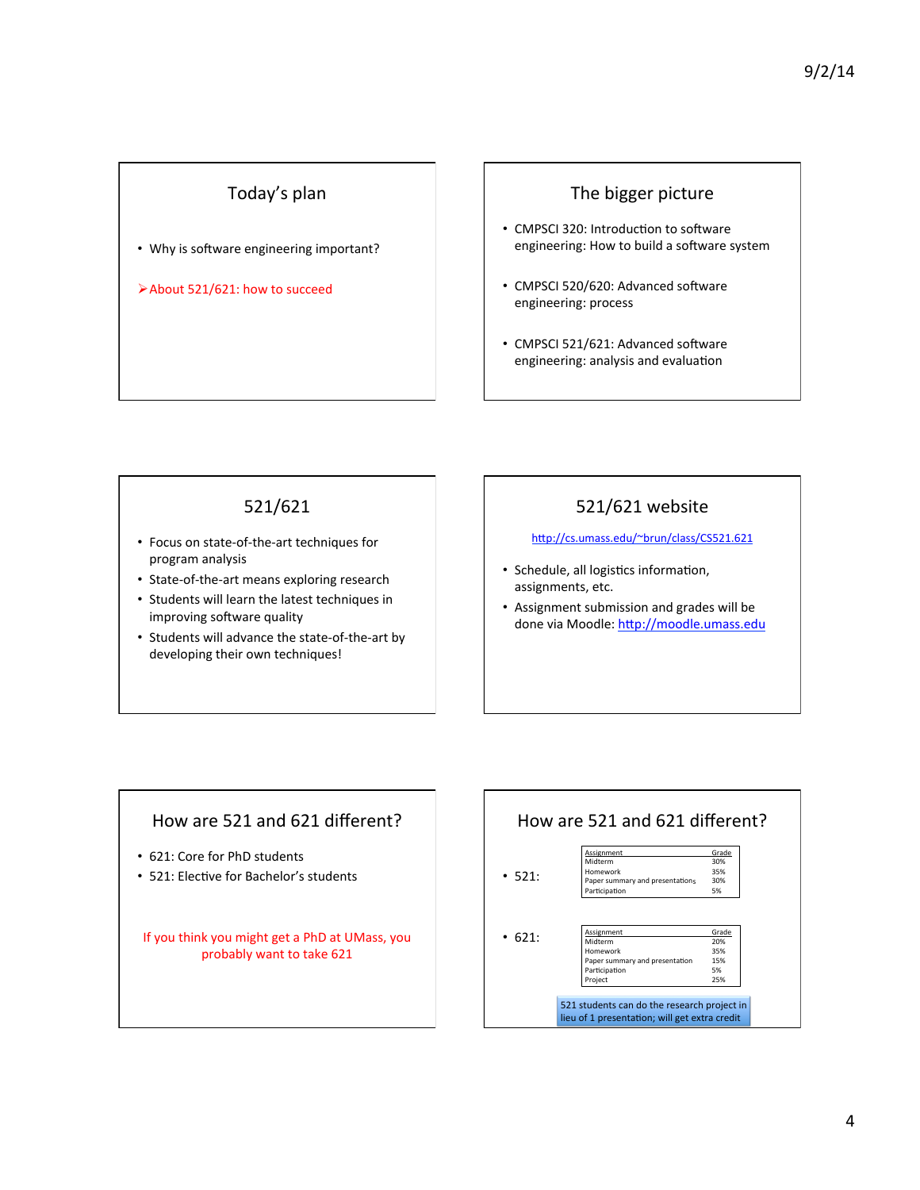## Today's plan

- Why is software engineering important?

➢ About 521/621: how to succeed

## The bigger picture

- CMPSCI 320: Introduction to software engineering: How to build a software system
- CMPSCI 520/620: Advanced software engineering: process
- CMPSCI 521/621: Advanced software engineering: analysis and evaluation

## 521/621

- Focus on state-of-the-art techniques for program analysis
- State-of-the-art means exploring research
- Students will learn the latest techniques in improving software quality
- Students will advance the state-of-the-art by developing their own techniques!

## 521/621 website

http://cs.umass.edu/~brun/class/CS521.621

- Schedule, all logistics information, assignments, etc.
- Assignment submission and grades will be done via Moodle: http://moodle.umass.edu

## How are 521 and 621 different?

- 621: Core for PhD students
- 521: Elective for Bachelor's students

If you think you might get a PhD at UMass, you probably want to take 621

## How are 521 and 621 different?

- 521:

| Assignment | Grade |
|---|---|
| Midterm | 30% |
| Homework | 35% |
| Paper summary and presentations | 30% |
| Participation | 5% |

- 621:

| Assignment | Grade |
|---|---|
| Midterm | 20% |
| Homework | 35% |
| Paper summary and presentation | 15% |
| Participation | 5% |
| Project | 25% |

521 students can do the research project in lieu of 1 presentation; will get extra credit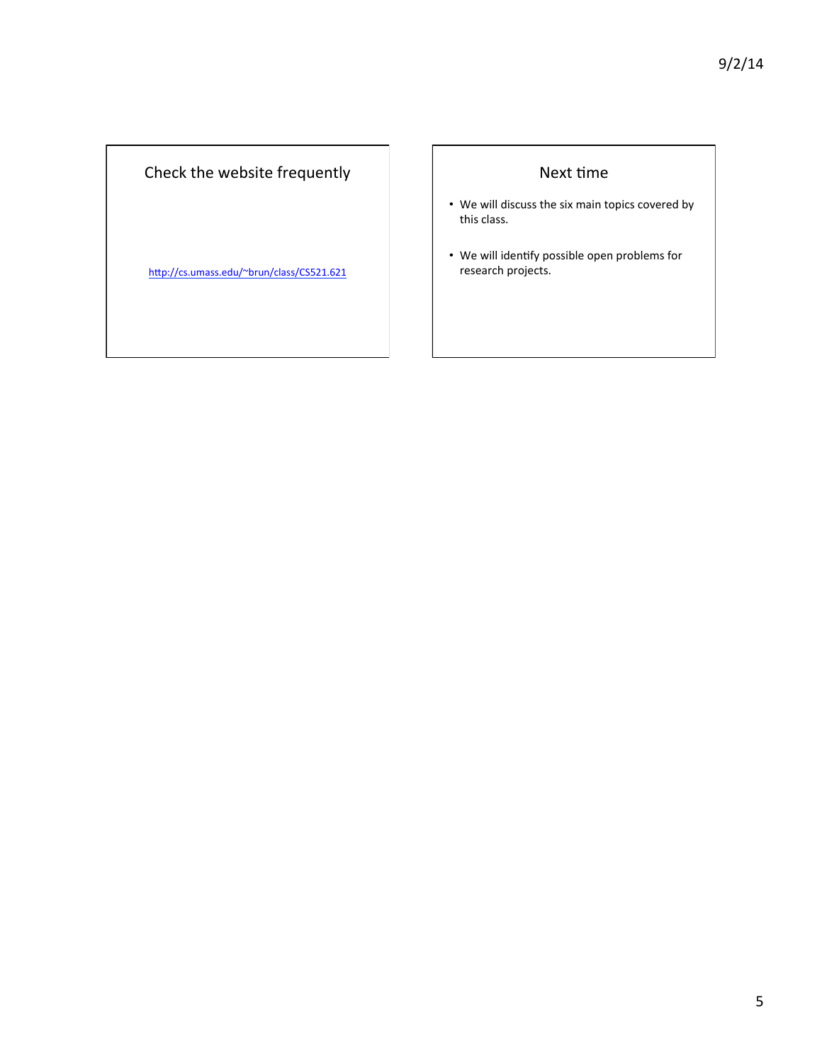## Check the website frequently

http://cs.umass.edu/~brun/class/CS521.621

## Next time

- We will discuss the six main topics covered by this class.
- We will identify possible open problems for research projects.